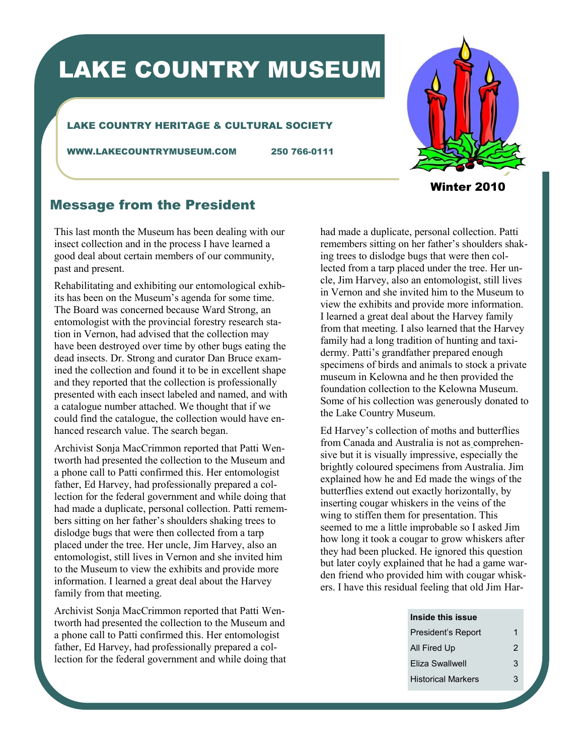# LAKE COUNTRY MUSEUM

LAKE COUNTRY HERITAGE & CULTURAL SOCIETY

WWW.LAKECOUNTRYMUSEUM.COM 250 766-0111

Winter 2010

## Message from the President

This last month the Museum has been dealing with our insect collection and in the process I have learned a good deal about certain members of our community, past and present.

Rehabilitating and exhibiting our entomological exhibits has been on the Museum's agenda for some time. The Board was concerned because Ward Strong, an entomologist with the provincial forestry research station in Vernon, had advised that the collection may have been destroyed over time by other bugs eating the dead insects. Dr. Strong and curator Dan Bruce examined the collection and found it to be in excellent shape and they reported that the collection is professionally presented with each insect labeled and named, and with a catalogue number attached. We thought that if we could find the catalogue, the collection would have enhanced research value. The search began.

Archivist Sonja MacCrimmon reported that Patti Wentworth had presented the collection to the Museum and a phone call to Patti confirmed this. Her entomologist father, Ed Harvey, had professionally prepared a collection for the federal government and while doing that had made a duplicate, personal collection. Patti remembers sitting on her father's shoulders shaking trees to dislodge bugs that were then collected from a tarp placed under the tree. Her uncle, Jim Harvey, also an entomologist, still lives in Vernon and she invited him to the Museum to view the exhibits and provide more information. I learned a great deal about the Harvey family from that meeting.

Archivist Sonja MacCrimmon reported that Patti Wentworth had presented the collection to the Museum and a phone call to Patti confirmed this. Her entomologist father, Ed Harvey, had professionally prepared a collection for the federal government and while doing that had made a duplicate, personal collection. Patti remembers sitting on her father's shoulders shaking trees to dislodge bugs that were then collected from a tarp placed under the tree. Her uncle, Jim Harvey, also an entomologist, still lives in Vernon and she invited him to the Museum to view the exhibits and provide more information. I learned a great deal about the Harvey family from that meeting. I also learned that the Harvey family had a long tradition of hunting and taxidermy. Patti's grandfather prepared enough specimens of birds and animals to stock a private museum in Kelowna and he then provided the foundation collection to the Kelowna Museum. Some of his collection was generously donated to the Lake Country Museum.

Ed Harvey's collection of moths and butterflies from Canada and Australia is not as comprehensive but it is visually impressive, especially the brightly coloured specimens from Australia. Jim explained how he and Ed made the wings of the butterflies extend out exactly horizontally, by inserting cougar whiskers in the veins of the wing to stiffen them for presentation. This seemed to me a little improbable so I asked Jim how long it took a cougar to grow whiskers after they had been plucked. He ignored this question but later coyly explained that he had a game warden friend who provided him with cougar whiskers. I have this residual feeling that old Jim Har-

| Inside this issue | |
|---|---|
| President's Report | 1 |
| All Fired Up | 2 |
| Eliza Swallwell | 3 |
| Historical Markers | 3 |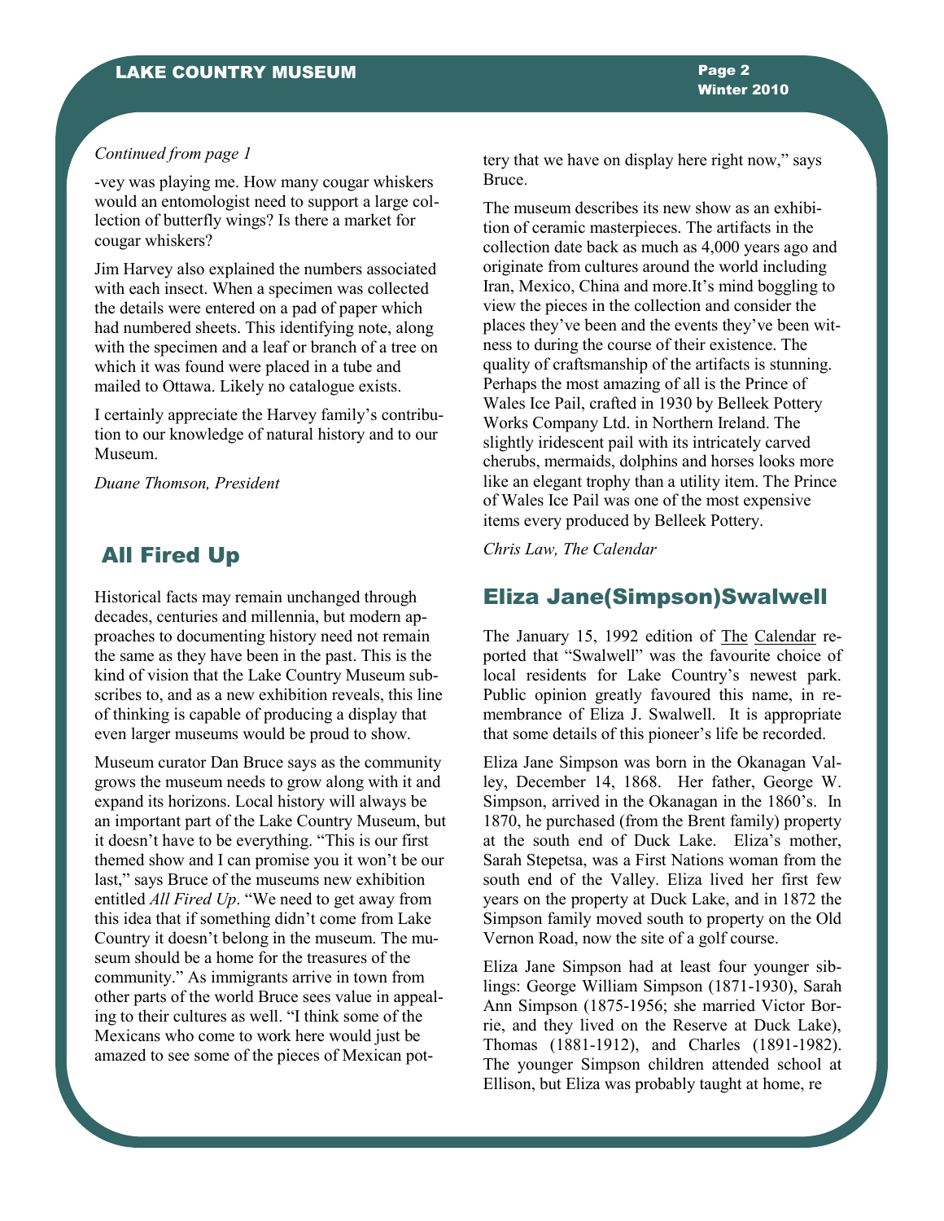*Continued from page 1*

-vey was playing me. How many cougar whiskers would an entomologist need to support a large collection of butterfly wings? Is there a market for cougar whiskers?

Jim Harvey also explained the numbers associated with each insect. When a specimen was collected the details were entered on a pad of paper which had numbered sheets. This identifying note, along with the specimen and a leaf or branch of a tree on which it was found were placed in a tube and mailed to Ottawa. Likely no catalogue exists.

I certainly appreciate the Harvey family's contribution to our knowledge of natural history and to our Museum.

*Duane Thomson, President*

## All Fired Up

Historical facts may remain unchanged through decades, centuries and millennia, but modern approaches to documenting history need not remain the same as they have been in the past. This is the kind of vision that the Lake Country Museum subscribes to, and as a new exhibition reveals, this line of thinking is capable of producing a display that even larger museums would be proud to show.

Museum curator Dan Bruce says as the community grows the museum needs to grow along with it and expand its horizons. Local history will always be an important part of the Lake Country Museum, but it doesn't have to be everything. "This is our first themed show and I can promise you it won't be our last," says Bruce of the museums new exhibition entitled *All Fired Up*. "We need to get away from this idea that if something didn't come from Lake Country it doesn't belong in the museum. The museum should be a home for the treasures of the community." As immigrants arrive in town from other parts of the world Bruce sees value in appealing to their cultures as well. "I think some of the Mexicans who come to work here would just be amazed to see some of the pieces of Mexican pottery that we have on display here right now," says Bruce.

The museum describes its new show as an exhibition of ceramic masterpieces. The artifacts in the collection date back as much as 4,000 years ago and originate from cultures around the world including Iran, Mexico, China and more.It's mind boggling to view the pieces in the collection and consider the places they've been and the events they've been witness to during the course of their existence. The quality of craftsmanship of the artifacts is stunning. Perhaps the most amazing of all is the Prince of Wales Ice Pail, crafted in 1930 by Belleek Pottery Works Company Ltd. in Northern Ireland. The slightly iridescent pail with its intricately carved cherubs, mermaids, dolphins and horses looks more like an elegant trophy than a utility item. The Prince of Wales Ice Pail was one of the most expensive items every produced by Belleek Pottery.

*Chris Law, The Calendar*

## Eliza Jane(Simpson)Swalwell

The January 15, 1992 edition of The Calendar reported that "Swalwell" was the favourite choice of local residents for Lake Country's newest park. Public opinion greatly favoured this name, in remembrance of Eliza J. Swalwell. It is appropriate that some details of this pioneer's life be recorded.

Eliza Jane Simpson was born in the Okanagan Valley, December 14, 1868. Her father, George W. Simpson, arrived in the Okanagan in the 1860's. In 1870, he purchased (from the Brent family) property at the south end of Duck Lake. Eliza's mother, Sarah Stepetsa, was a First Nations woman from the south end of the Valley. Eliza lived her first few years on the property at Duck Lake, and in 1872 the Simpson family moved south to property on the Old Vernon Road, now the site of a golf course.

Eliza Jane Simpson had at least four younger siblings: George William Simpson (1871-1930), Sarah Ann Simpson (1875-1956; she married Victor Borrie, and they lived on the Reserve at Duck Lake), Thomas (1881-1912), and Charles (1891-1982). The younger Simpson children attended school at Ellison, but Eliza was probably taught at home, re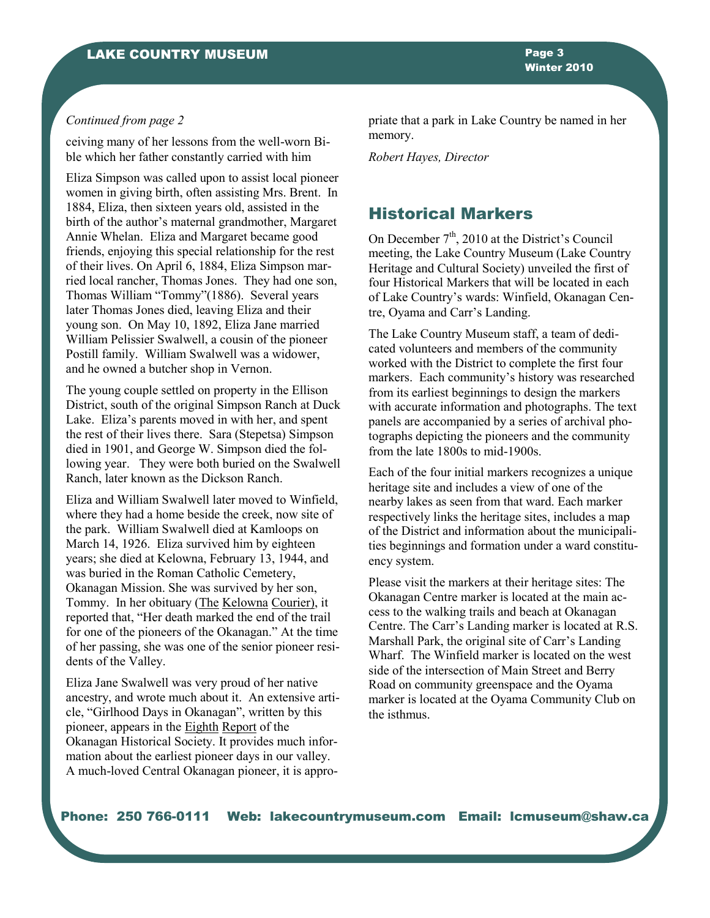*Continued from page 2*

ceiving many of her lessons from the well-worn Bible which her father constantly carried with him

Eliza Simpson was called upon to assist local pioneer women in giving birth, often assisting Mrs. Brent. In 1884, Eliza, then sixteen years old, assisted in the birth of the author's maternal grandmother, Margaret Annie Whelan. Eliza and Margaret became good friends, enjoying this special relationship for the rest of their lives. On April 6, 1884, Eliza Simpson married local rancher, Thomas Jones. They had one son, Thomas William "Tommy"(1886). Several years later Thomas Jones died, leaving Eliza and their young son. On May 10, 1892, Eliza Jane married William Pelissier Swalwell, a cousin of the pioneer Postill family. William Swalwell was a widower, and he owned a butcher shop in Vernon.

The young couple settled on property in the Ellison District, south of the original Simpson Ranch at Duck Lake. Eliza's parents moved in with her, and spent the rest of their lives there. Sara (Stepetsa) Simpson died in 1901, and George W. Simpson died the following year. They were both buried on the Swalwell Ranch, later known as the Dickson Ranch.

Eliza and William Swalwell later moved to Winfield, where they had a home beside the creek, now site of the park. William Swalwell died at Kamloops on March 14, 1926. Eliza survived him by eighteen years; she died at Kelowna, February 13, 1944, and was buried in the Roman Catholic Cemetery, Okanagan Mission. She was survived by her son, Tommy. In her obituary (The Kelowna Courier), it reported that, "Her death marked the end of the trail for one of the pioneers of the Okanagan." At the time of her passing, she was one of the senior pioneer residents of the Valley.

Eliza Jane Swalwell was very proud of her native ancestry, and wrote much about it. An extensive article, "Girlhood Days in Okanagan", written by this pioneer, appears in the Eighth Report of the Okanagan Historical Society. It provides much information about the earliest pioneer days in our valley. A much-loved Central Okanagan pioneer, it is appropriate that a park in Lake Country be named in her memory.

*Robert Hayes, Director*

## Historical Markers

On December 7th, 2010 at the District's Council meeting, the Lake Country Museum (Lake Country Heritage and Cultural Society) unveiled the first of four Historical Markers that will be located in each of Lake Country's wards: Winfield, Okanagan Centre, Oyama and Carr's Landing.

The Lake Country Museum staff, a team of dedicated volunteers and members of the community worked with the District to complete the first four markers. Each community's history was researched from its earliest beginnings to design the markers with accurate information and photographs. The text panels are accompanied by a series of archival photographs depicting the pioneers and the community from the late 1800s to mid-1900s.

Each of the four initial markers recognizes a unique heritage site and includes a view of one of the nearby lakes as seen from that ward. Each marker respectively links the heritage sites, includes a map of the District and information about the municipalities beginnings and formation under a ward constituency system.

Please visit the markers at their heritage sites: The Okanagan Centre marker is located at the main access to the walking trails and beach at Okanagan Centre. The Carr's Landing marker is located at R.S. Marshall Park, the original site of Carr's Landing Wharf. The Winfield marker is located on the west side of the intersection of Main Street and Berry Road on community greenspace and the Oyama marker is located at the Oyama Community Club on the isthmus.